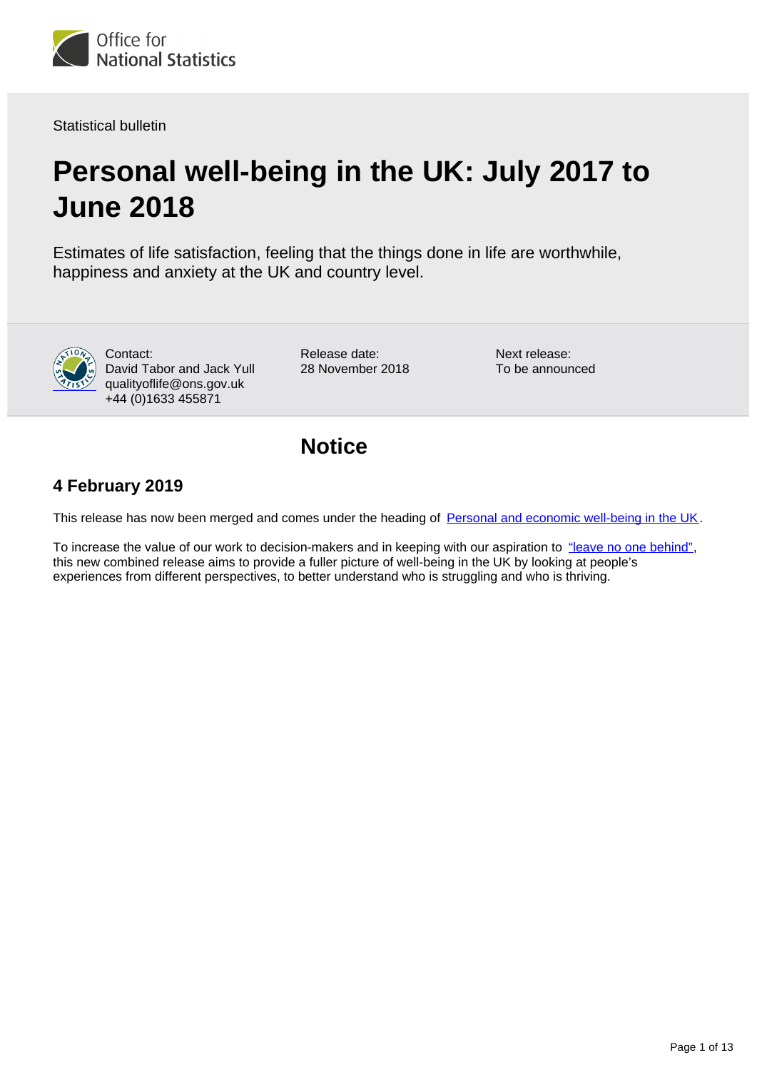Statistical bulletin

# Personal well-being in the UK: July 2017 to June 2018

Estimates of life satisfaction, feeling that the things done in life are worthwhile, happiness and anxiety at the UK and country level.

Contact:
David Tabor and Jack Yull
qualityoflife@ons.gov.uk
+44 (0)1633 455871

Release date:
28 November 2018

Next release:
To be announced

## Notice

### 4 February 2019

This release has now been merged and comes under the heading of Personal and economic well-being in the UK.

To increase the value of our work to decision-makers and in keeping with our aspiration to "leave no one behind", this new combined release aims to provide a fuller picture of well-being in the UK by looking at people's experiences from different perspectives, to better understand who is struggling and who is thriving.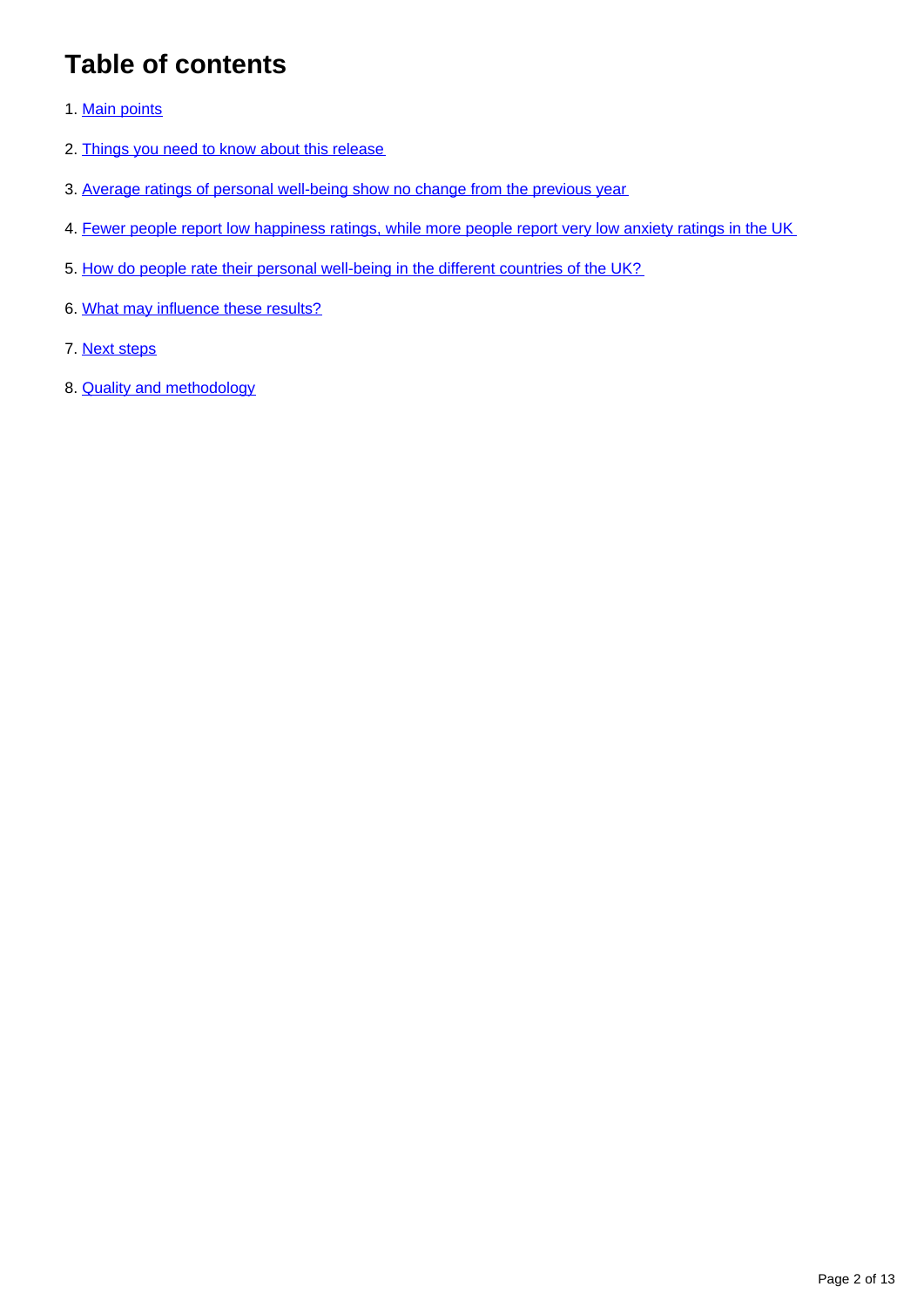## Table of contents

1. Main points
2. Things you need to know about this release
3. Average ratings of personal well-being show no change from the previous year
4. Fewer people report low happiness ratings, while more people report very low anxiety ratings in the UK
5. How do people rate their personal well-being in the different countries of the UK?
6. What may influence these results?
7. Next steps
8. Quality and methodology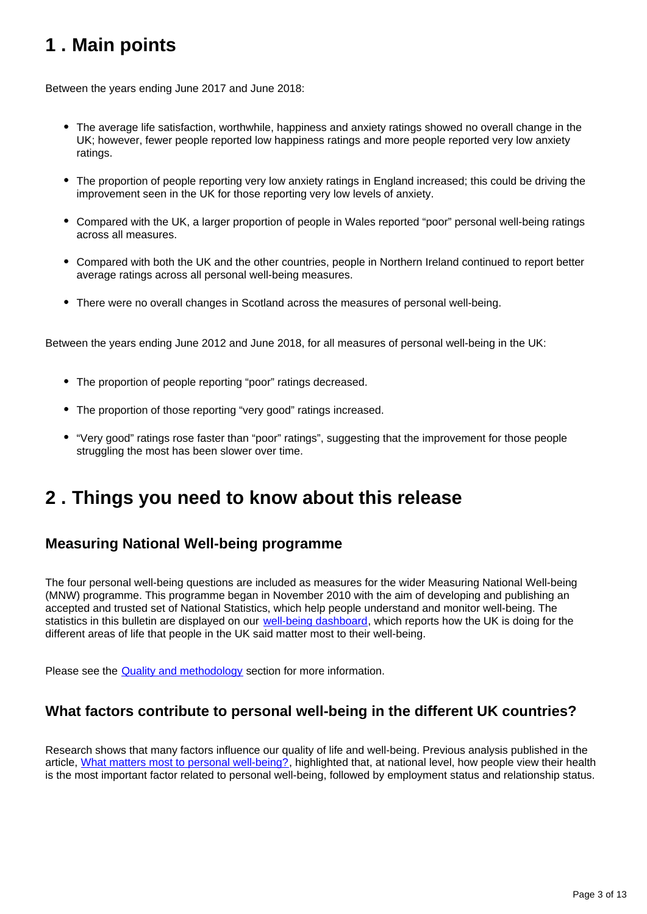# 1 . Main points

Between the years ending June 2017 and June 2018:

- The average life satisfaction, worthwhile, happiness and anxiety ratings showed no overall change in the UK; however, fewer people reported low happiness ratings and more people reported very low anxiety ratings.
- The proportion of people reporting very low anxiety ratings in England increased; this could be driving the improvement seen in the UK for those reporting very low levels of anxiety.
- Compared with the UK, a larger proportion of people in Wales reported "poor" personal well-being ratings across all measures.
- Compared with both the UK and the other countries, people in Northern Ireland continued to report better average ratings across all personal well-being measures.
- There were no overall changes in Scotland across the measures of personal well-being.

Between the years ending June 2012 and June 2018, for all measures of personal well-being in the UK:

- The proportion of people reporting "poor" ratings decreased.
- The proportion of those reporting "very good" ratings increased.
- "Very good" ratings rose faster than "poor" ratings", suggesting that the improvement for those people struggling the most has been slower over time.

# 2 . Things you need to know about this release

## Measuring National Well-being programme

The four personal well-being questions are included as measures for the wider Measuring National Well-being (MNW) programme. This programme began in November 2010 with the aim of developing and publishing an accepted and trusted set of National Statistics, which help people understand and monitor well-being. The statistics in this bulletin are displayed on our well-being dashboard, which reports how the UK is doing for the different areas of life that people in the UK said matter most to their well-being.

Please see the Quality and methodology section for more information.

## What factors contribute to personal well-being in the different UK countries?

Research shows that many factors influence our quality of life and well-being. Previous analysis published in the article, What matters most to personal well-being?, highlighted that, at national level, how people view their health is the most important factor related to personal well-being, followed by employment status and relationship status.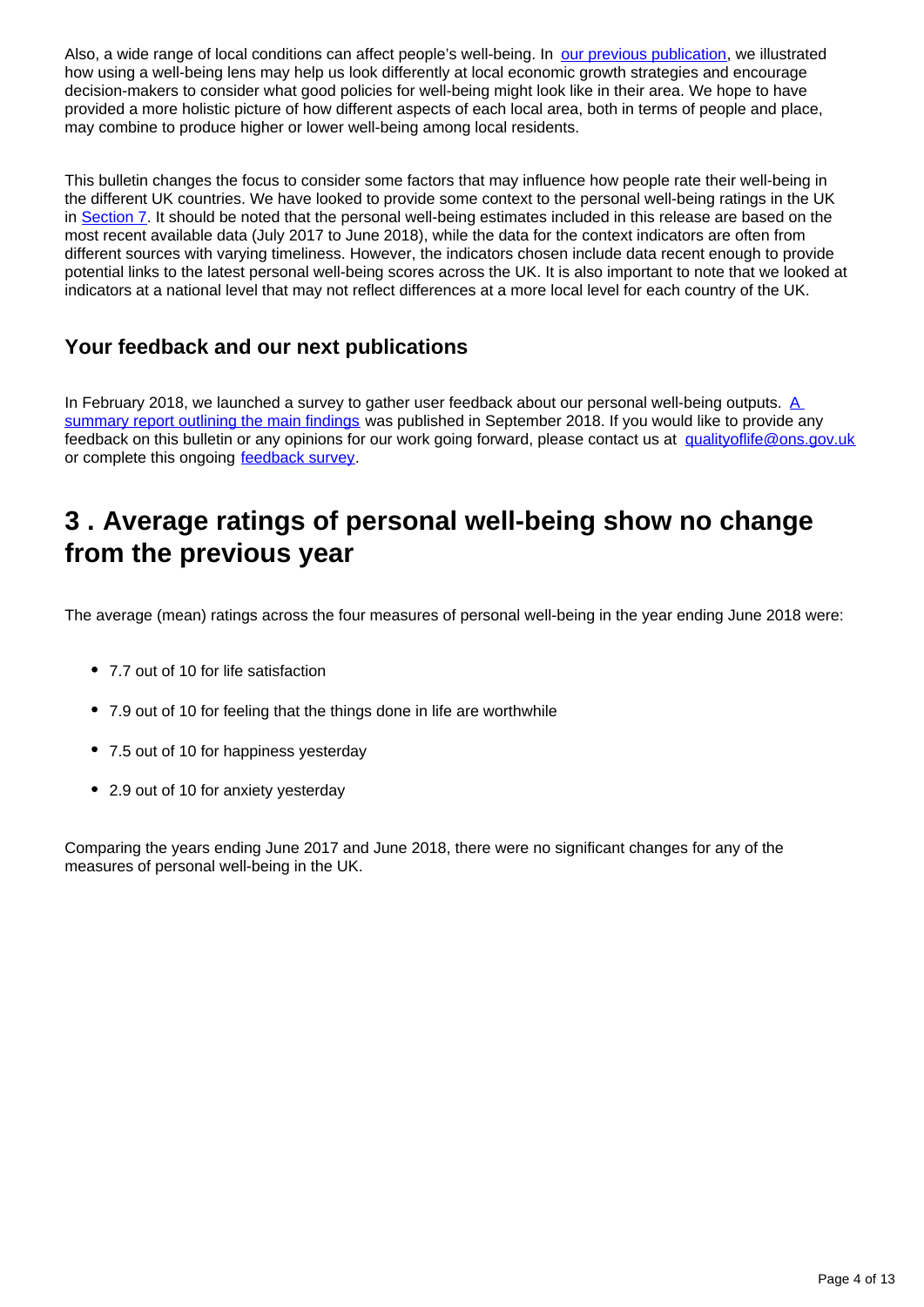Also, a wide range of local conditions can affect people's well-being. In our previous publication, we illustrated how using a well-being lens may help us look differently at local economic growth strategies and encourage decision-makers to consider what good policies for well-being might look like in their area. We hope to have provided a more holistic picture of how different aspects of each local area, both in terms of people and place, may combine to produce higher or lower well-being among local residents.

This bulletin changes the focus to consider some factors that may influence how people rate their well-being in the different UK countries. We have looked to provide some context to the personal well-being ratings in the UK in Section 7. It should be noted that the personal well-being estimates included in this release are based on the most recent available data (July 2017 to June 2018), while the data for the context indicators are often from different sources with varying timeliness. However, the indicators chosen include data recent enough to provide potential links to the latest personal well-being scores across the UK. It is also important to note that we looked at indicators at a national level that may not reflect differences at a more local level for each country of the UK.

### Your feedback and our next publications

In February 2018, we launched a survey to gather user feedback about our personal well-being outputs. A summary report outlining the main findings was published in September 2018. If you would like to provide any feedback on this bulletin or any opinions for our work going forward, please contact us at qualityoflife@ons.gov.uk or complete this ongoing feedback survey.

## 3 . Average ratings of personal well-being show no change from the previous year

The average (mean) ratings across the four measures of personal well-being in the year ending June 2018 were:

- 7.7 out of 10 for life satisfaction
- 7.9 out of 10 for feeling that the things done in life are worthwhile
- 7.5 out of 10 for happiness yesterday
- 2.9 out of 10 for anxiety yesterday

Comparing the years ending June 2017 and June 2018, there were no significant changes for any of the measures of personal well-being in the UK.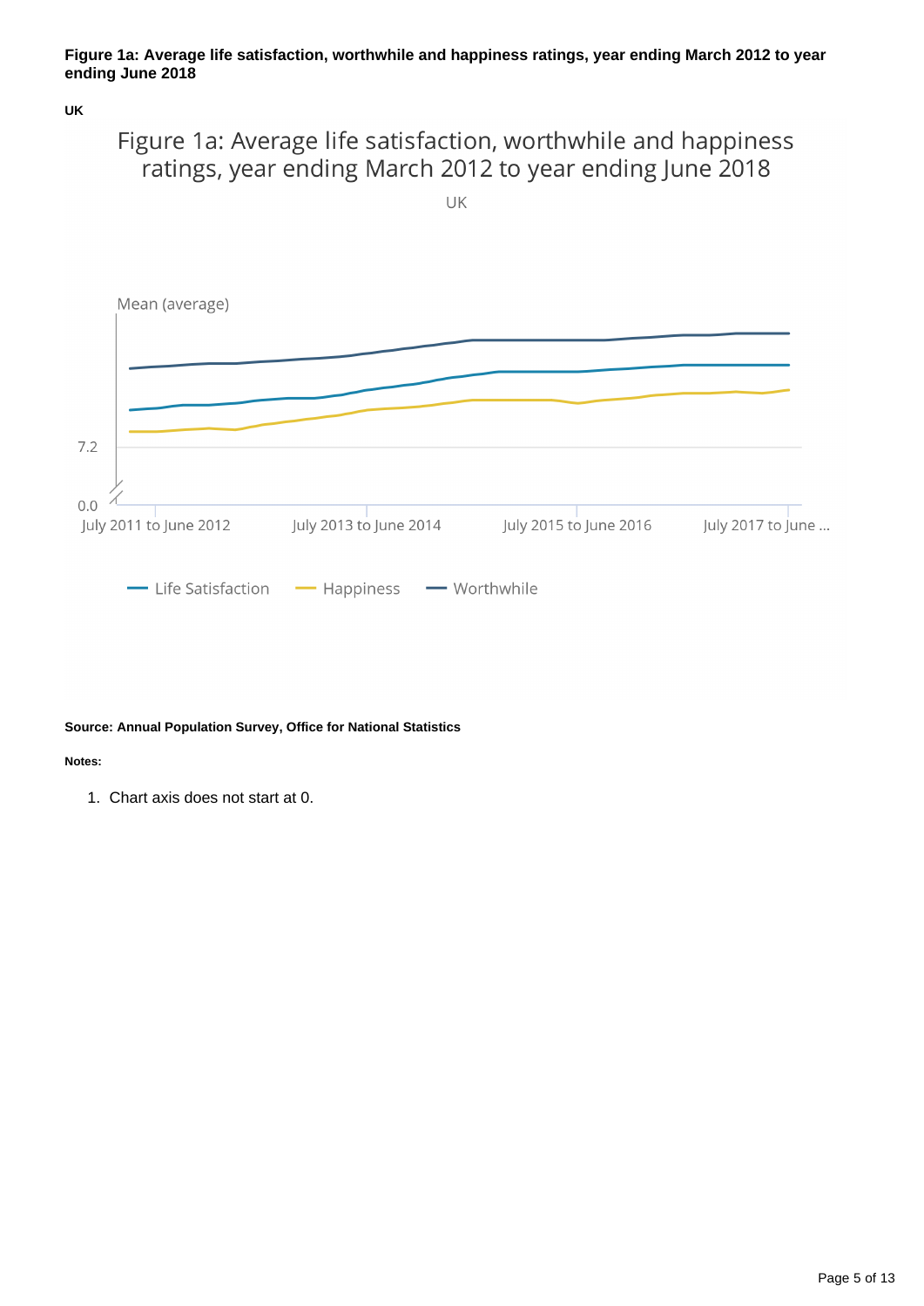**Figure 1a: Average life satisfaction, worthwhile and happiness ratings, year ending March 2012 to year ending June 2018**

**UK**

Figure 1a: Average life satisfaction, worthwhile and happiness ratings, year ending March 2012 to year ending June 2018

UK

Mean (average)

7.2

0.0

July 2011 to June 2012

July 2013 to June 2014

July 2015 to June 2016

July 2017 to June ...

Life Satisfaction

Happiness

Worthwhile

**Source: Annual Population Survey, Office for National Statistics**

**Notes:**

1. Chart axis does not start at 0.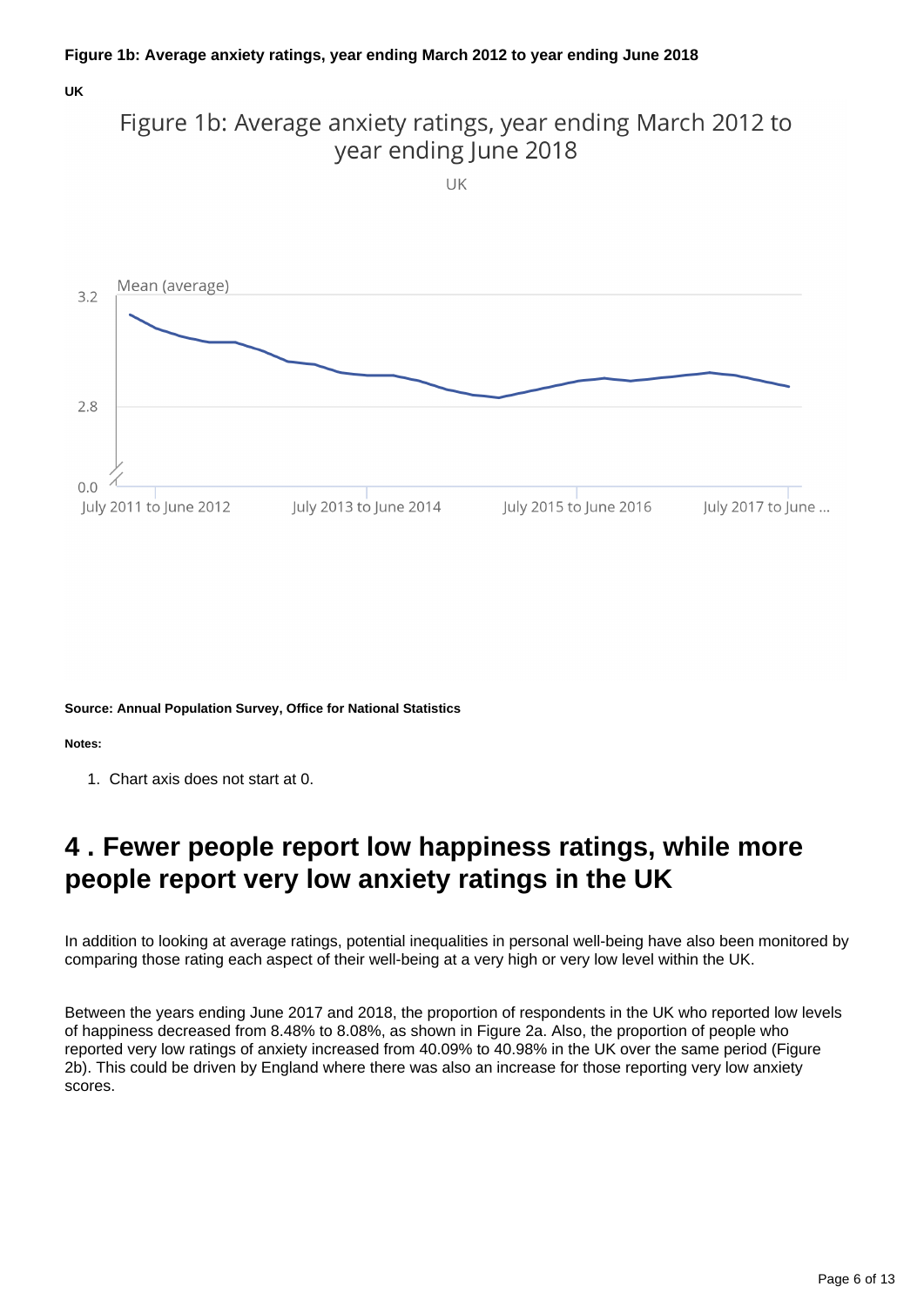**Figure 1b: Average anxiety ratings, year ending March 2012 to year ending June 2018**

**UK**

Figure 1b: Average anxiety ratings, year ending March 2012 to year ending June 2018

UK

Mean (average)

3.2

2.8

0.0

July 2011 to June 2012

July 2013 to June 2014

July 2015 to June 2016

July 2017 to June ...

**Source: Annual Population Survey, Office for National Statistics**

**Notes:**

1. Chart axis does not start at 0.

## 4 . Fewer people report low happiness ratings, while more people report very low anxiety ratings in the UK

In addition to looking at average ratings, potential inequalities in personal well-being have also been monitored by comparing those rating each aspect of their well-being at a very high or very low level within the UK.

Between the years ending June 2017 and 2018, the proportion of respondents in the UK who reported low levels of happiness decreased from 8.48% to 8.08%, as shown in Figure 2a. Also, the proportion of people who reported very low ratings of anxiety increased from 40.09% to 40.98% in the UK over the same period (Figure 2b). This could be driven by England where there was also an increase for those reporting very low anxiety scores.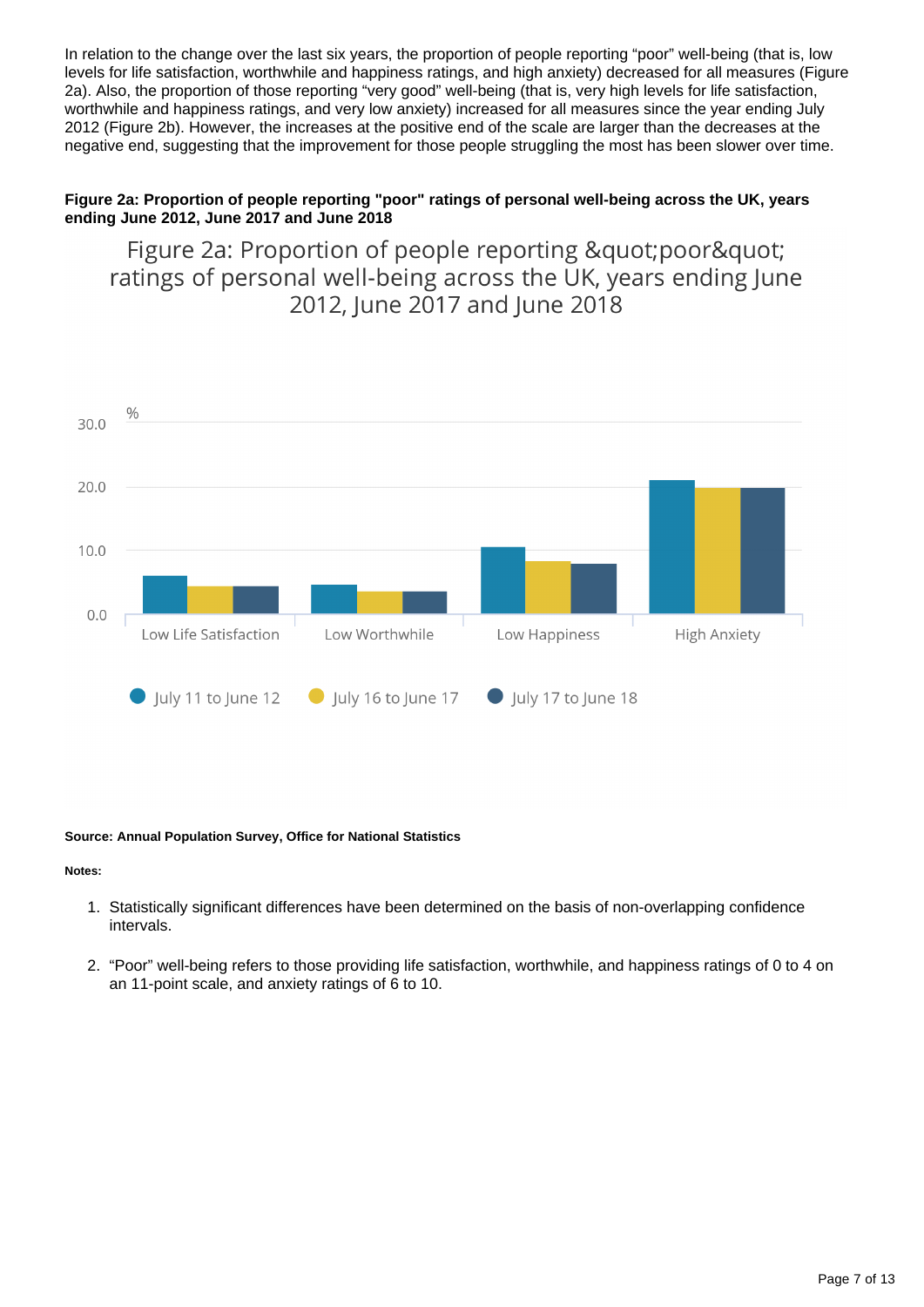In relation to the change over the last six years, the proportion of people reporting “poor” well-being (that is, low levels for life satisfaction, worthwhile and happiness ratings, and high anxiety) decreased for all measures (Figure 2a). Also, the proportion of those reporting “very good” well-being (that is, very high levels for life satisfaction, worthwhile and happiness ratings, and very low anxiety) increased for all measures since the year ending July 2012 (Figure 2b). However, the increases at the positive end of the scale are larger than the decreases at the negative end, suggesting that the improvement for those people struggling the most has been slower over time.

**Figure 2a: Proportion of people reporting "poor" ratings of personal well-being across the UK, years ending June 2012, June 2017 and June 2018**

Figure 2a: Proportion of people reporting &quot;poor&quot; ratings of personal well-being across the UK, years ending June 2012, June 2017 and June 2018

%

30.0

20.0

10.0

0.0

Low Life Satisfaction

Low Worthwhile

Low Happiness

High Anxiety

July 11 to June 12

July 16 to June 17

July 17 to June 18

**Source: Annual Population Survey, Office for National Statistics**

**Notes:**

1. Statistically significant differences have been determined on the basis of non-overlapping confidence intervals.

2. “Poor” well-being refers to those providing life satisfaction, worthwhile, and happiness ratings of 0 to 4 on an 11-point scale, and anxiety ratings of 6 to 10.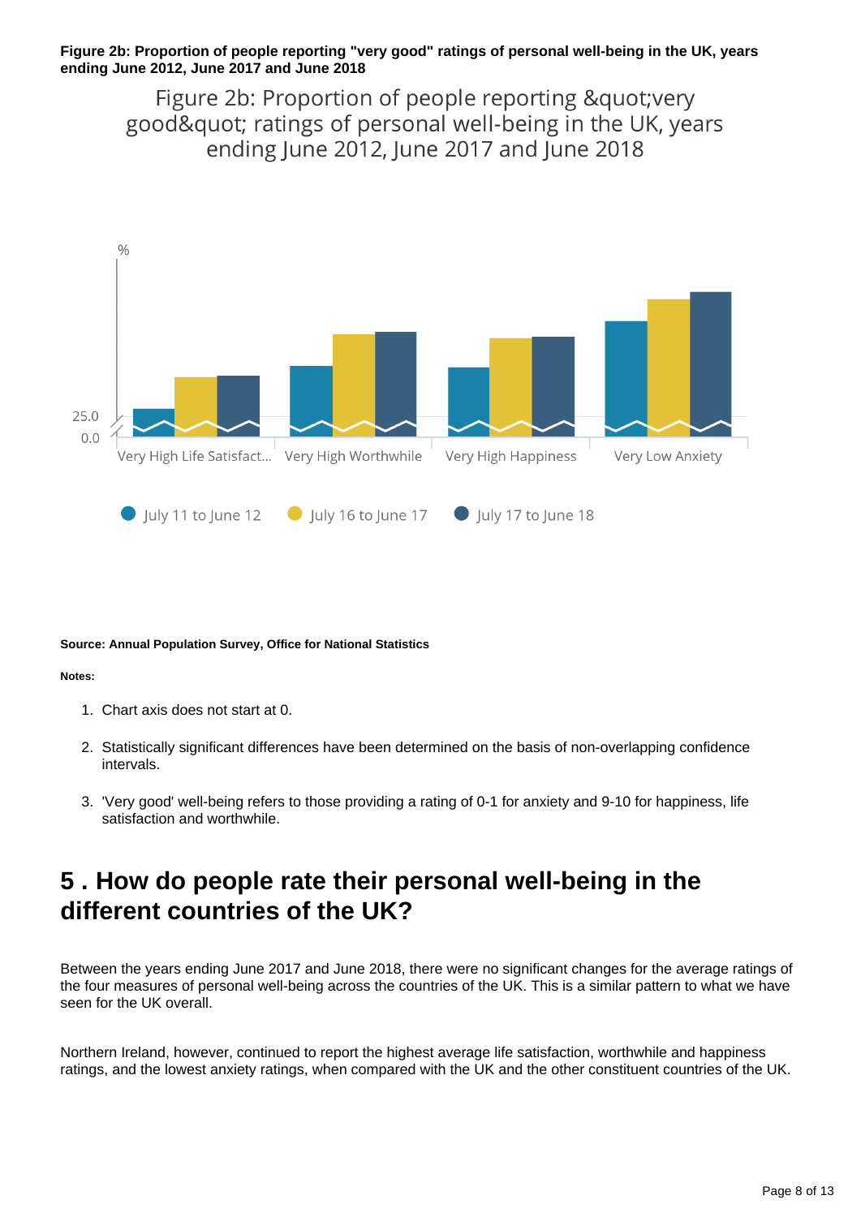**Figure 2b: Proportion of people reporting "very good" ratings of personal well-being in the UK, years ending June 2012, June 2017 and June 2018**

Figure 2b: Proportion of people reporting &quot;very good&quot; ratings of personal well-being in the UK, years ending June 2012, June 2017 and June 2018

%

25.0

0.0

Very High Life Satisfact...

Very High Worthwhile

Very High Happiness

Very Low Anxiety

July 11 to June 12

July 16 to June 17

July 17 to June 18

**Source: Annual Population Survey, Office for National Statistics**

**Notes:**

1. Chart axis does not start at 0.
2. Statistically significant differences have been determined on the basis of non-overlapping confidence intervals.
3. 'Very good' well-being refers to those providing a rating of 0-1 for anxiety and 9-10 for happiness, life satisfaction and worthwhile.

## 5 . How do people rate their personal well-being in the different countries of the UK?

Between the years ending June 2017 and June 2018, there were no significant changes for the average ratings of the four measures of personal well-being across the countries of the UK. This is a similar pattern to what we have seen for the UK overall.

Northern Ireland, however, continued to report the highest average life satisfaction, worthwhile and happiness ratings, and the lowest anxiety ratings, when compared with the UK and the other constituent countries of the UK.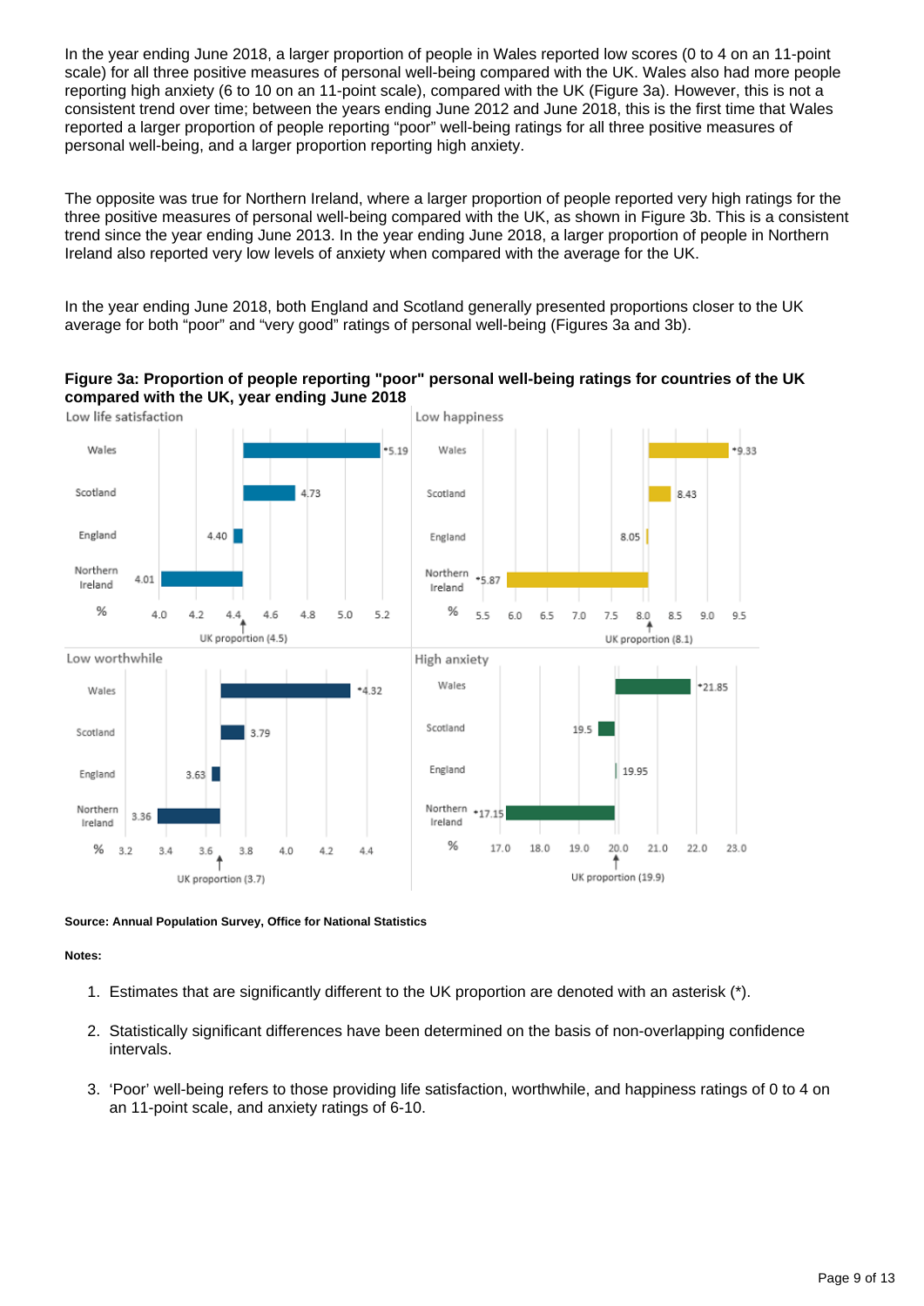In the year ending June 2018, a larger proportion of people in Wales reported low scores (0 to 4 on an 11-point scale) for all three positive measures of personal well-being compared with the UK. Wales also had more people reporting high anxiety (6 to 10 on an 11-point scale), compared with the UK (Figure 3a). However, this is not a consistent trend over time; between the years ending June 2012 and June 2018, this is the first time that Wales reported a larger proportion of people reporting "poor" well-being ratings for all three positive measures of personal well-being, and a larger proportion reporting high anxiety.

The opposite was true for Northern Ireland, where a larger proportion of people reported very high ratings for the three positive measures of personal well-being compared with the UK, as shown in Figure 3b. This is a consistent trend since the year ending June 2013. In the year ending June 2018, a larger proportion of people in Northern Ireland also reported very low levels of anxiety when compared with the average for the UK.

In the year ending June 2018, both England and Scotland generally presented proportions closer to the UK average for both "poor" and "very good" ratings of personal well-being (Figures 3a and 3b).

**Figure 3a: Proportion of people reporting "poor" personal well-being ratings for countries of the UK compared with the UK, year ending June 2018**

Low life satisfaction

Wales *5.19
Scotland 4.73
England 4.40
Northern Ireland 4.01
% 4.0 4.2 4.4 4.6 4.8 5.0 5.2
UK proportion (4.5)

Low happiness

Wales *9.33
Scotland 8.43
England 8.05
Northern Ireland *5.87
% 5.5 6.0 6.5 7.0 7.5 8.0 8.5 9.0 9.5
UK proportion (8.1)

Low worthwhile

Wales *4.32
Scotland 3.79
England 3.63
Northern Ireland 3.36
% 3.2 3.4 3.6 3.8 4.0 4.2 4.4
UK proportion (3.7)

High anxiety

Wales *21.85
Scotland 19.5
England 19.95
Northern Ireland *17.15
% 17.0 18.0 19.0 20.0 21.0 22.0 23.0
UK proportion (19.9)

**Source: Annual Population Survey, Office for National Statistics**

**Notes:**

1. Estimates that are significantly different to the UK proportion are denoted with an asterisk (*).
2. Statistically significant differences have been determined on the basis of non-overlapping confidence intervals.
3. 'Poor' well-being refers to those providing life satisfaction, worthwhile, and happiness ratings of 0 to 4 on an 11-point scale, and anxiety ratings of 6-10.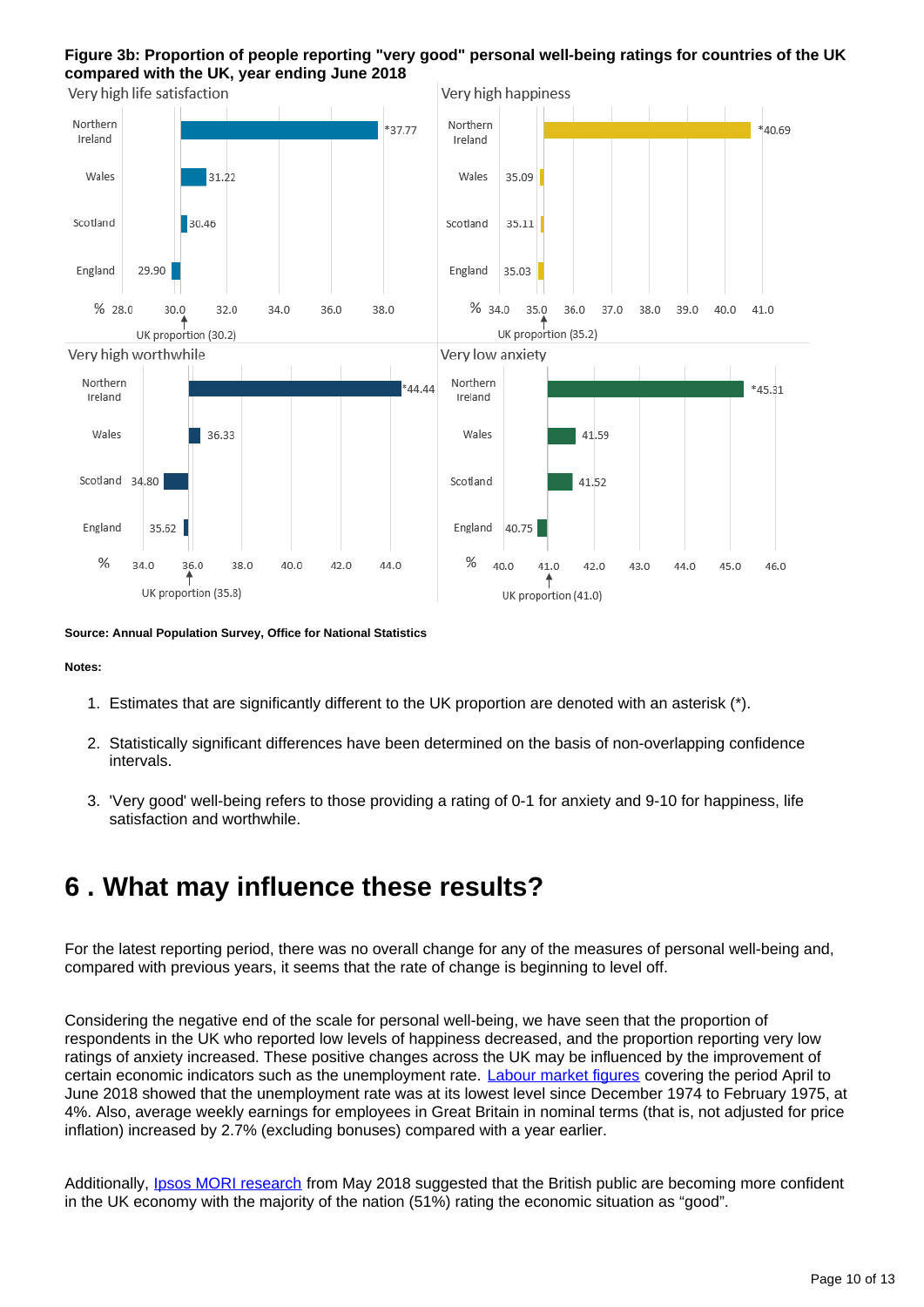**Figure 3b: Proportion of people reporting "very good" personal well-being ratings for countries of the UK compared with the UK, year ending June 2018**

Very high life satisfaction

Northern Ireland *37.77
Wales 31.22
Scotland 30.46
England 29.90
% 28.0 30.0 32.0 34.0 36.0 38.0
UK proportion (30.2)

Very high happiness

Northern Ireland *40.69
Wales 35.09
Scotland 35.11
England 35.03
% 34.0 35.0 36.0 37.0 38.0 39.0 40.0 41.0
UK proportion (35.2)

Very high worthwhile

Northern Ireland *44.44
Wales 36.33
Scotland 34.80
England 35.62
% 34.0 36.0 38.0 40.0 42.0 44.0
UK proportion (35.8)

Very low anxiety

Northern Ireland *45.31
Wales 41.59
Scotland 41.52
England 40.75
% 40.0 41.0 42.0 43.0 44.0 45.0 46.0
UK proportion (41.0)

**Source: Annual Population Survey, Office for National Statistics**

**Notes:**

1. Estimates that are significantly different to the UK proportion are denoted with an asterisk (*).
2. Statistically significant differences have been determined on the basis of non-overlapping confidence intervals.
3. 'Very good' well-being refers to those providing a rating of 0-1 for anxiety and 9-10 for happiness, life satisfaction and worthwhile.

# 6 . What may influence these results?

For the latest reporting period, there was no overall change for any of the measures of personal well-being and, compared with previous years, it seems that the rate of change is beginning to level off.

Considering the negative end of the scale for personal well-being, we have seen that the proportion of respondents in the UK who reported low levels of happiness decreased, and the proportion reporting very low ratings of anxiety increased. These positive changes across the UK may be influenced by the improvement of certain economic indicators such as the unemployment rate. Labour market figures covering the period April to June 2018 showed that the unemployment rate was at its lowest level since December 1974 to February 1975, at 4%. Also, average weekly earnings for employees in Great Britain in nominal terms (that is, not adjusted for price inflation) increased by 2.7% (excluding bonuses) compared with a year earlier.

Additionally, Ipsos MORI research from May 2018 suggested that the British public are becoming more confident in the UK economy with the majority of the nation (51%) rating the economic situation as “good”.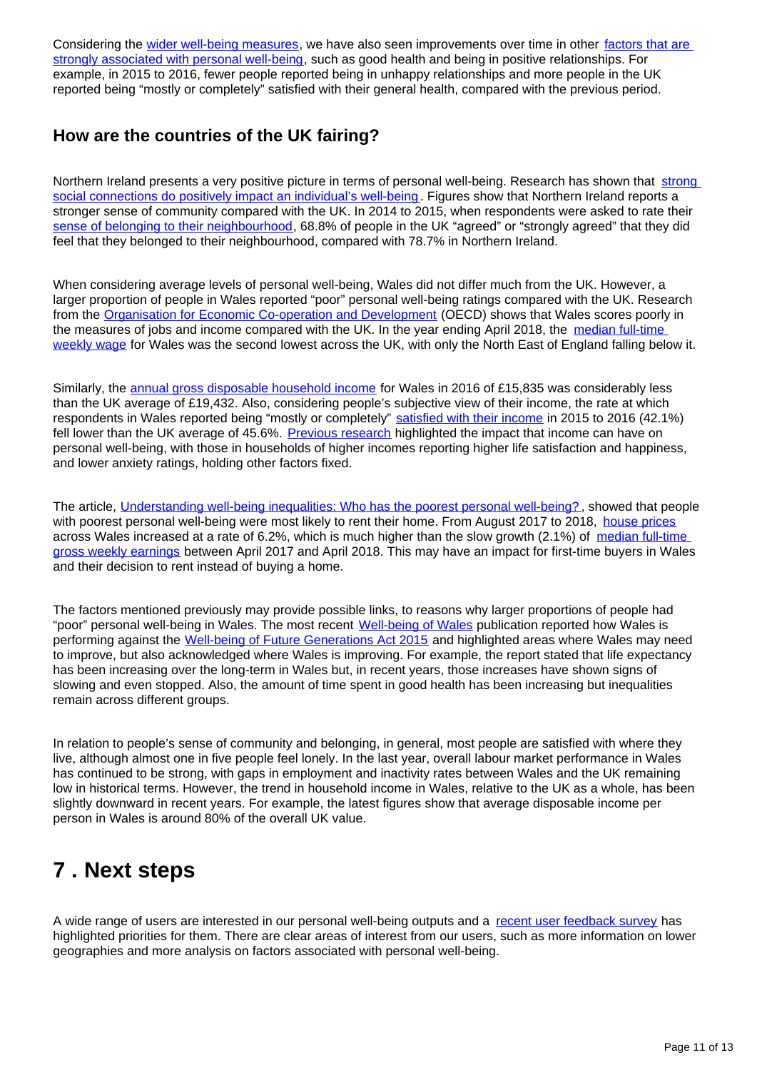Considering the wider well-being measures, we have also seen improvements over time in other factors that are strongly associated with personal well-being, such as good health and being in positive relationships. For example, in 2015 to 2016, fewer people reported being in unhappy relationships and more people in the UK reported being "mostly or completely" satisfied with their general health, compared with the previous period.

### How are the countries of the UK fairing?

Northern Ireland presents a very positive picture in terms of personal well-being. Research has shown that strong social connections do positively impact an individual's well-being. Figures show that Northern Ireland reports a stronger sense of community compared with the UK. In 2014 to 2015, when respondents were asked to rate their sense of belonging to their neighbourhood, 68.8% of people in the UK "agreed" or "strongly agreed" that they did feel that they belonged to their neighbourhood, compared with 78.7% in Northern Ireland.

When considering average levels of personal well-being, Wales did not differ much from the UK. However, a larger proportion of people in Wales reported "poor" personal well-being ratings compared with the UK. Research from the Organisation for Economic Co-operation and Development (OECD) shows that Wales scores poorly in the measures of jobs and income compared with the UK. In the year ending April 2018, the median full-time weekly wage for Wales was the second lowest across the UK, with only the North East of England falling below it.

Similarly, the annual gross disposable household income for Wales in 2016 of £15,835 was considerably less than the UK average of £19,432. Also, considering people's subjective view of their income, the rate at which respondents in Wales reported being "mostly or completely" satisfied with their income in 2015 to 2016 (42.1%) fell lower than the UK average of 45.6%. Previous research highlighted the impact that income can have on personal well-being, with those in households of higher incomes reporting higher life satisfaction and happiness, and lower anxiety ratings, holding other factors fixed.

The article, Understanding well-being inequalities: Who has the poorest personal well-being?, showed that people with poorest personal well-being were most likely to rent their home. From August 2017 to 2018, house prices across Wales increased at a rate of 6.2%, which is much higher than the slow growth (2.1%) of median full-time gross weekly earnings between April 2017 and April 2018. This may have an impact for first-time buyers in Wales and their decision to rent instead of buying a home.

The factors mentioned previously may provide possible links, to reasons why larger proportions of people had "poor" personal well-being in Wales. The most recent Well-being of Wales publication reported how Wales is performing against the Well-being of Future Generations Act 2015 and highlighted areas where Wales may need to improve, but also acknowledged where Wales is improving. For example, the report stated that life expectancy has been increasing over the long-term in Wales but, in recent years, those increases have shown signs of slowing and even stopped. Also, the amount of time spent in good health has been increasing but inequalities remain across different groups.

In relation to people's sense of community and belonging, in general, most people are satisfied with where they live, although almost one in five people feel lonely. In the last year, overall labour market performance in Wales has continued to be strong, with gaps in employment and inactivity rates between Wales and the UK remaining low in historical terms. However, the trend in household income in Wales, relative to the UK as a whole, has been slightly downward in recent years. For example, the latest figures show that average disposable income per person in Wales is around 80% of the overall UK value.

## 7 . Next steps

A wide range of users are interested in our personal well-being outputs and a recent user feedback survey has highlighted priorities for them. There are clear areas of interest from our users, such as more information on lower geographies and more analysis on factors associated with personal well-being.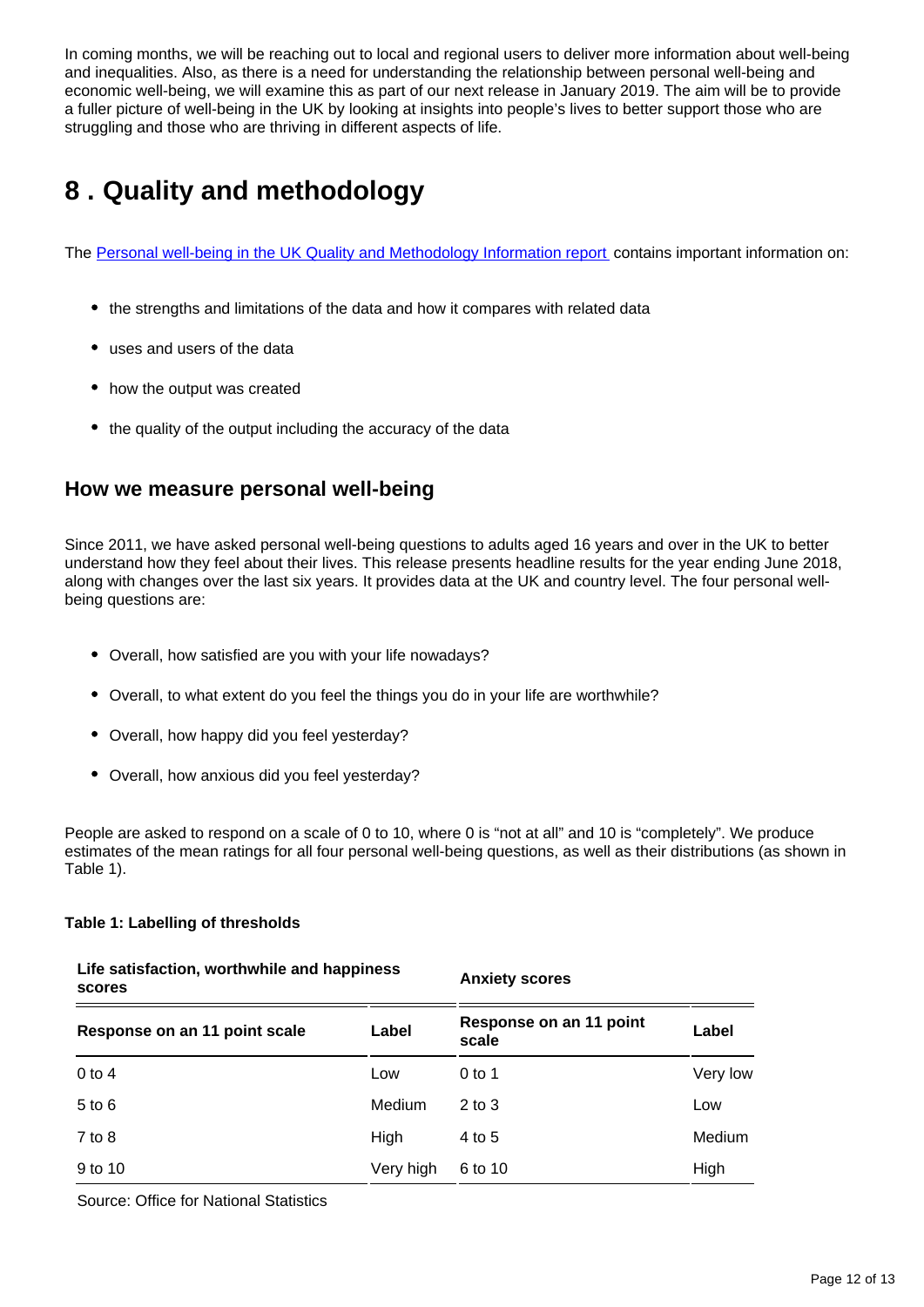In coming months, we will be reaching out to local and regional users to deliver more information about well-being and inequalities. Also, as there is a need for understanding the relationship between personal well-being and economic well-being, we will examine this as part of our next release in January 2019. The aim will be to provide a fuller picture of well-being in the UK by looking at insights into people's lives to better support those who are struggling and those who are thriving in different aspects of life.

# 8 . Quality and methodology

The Personal well-being in the UK Quality and Methodology Information report contains important information on:

- the strengths and limitations of the data and how it compares with related data
- uses and users of the data
- how the output was created
- the quality of the output including the accuracy of the data

## How we measure personal well-being

Since 2011, we have asked personal well-being questions to adults aged 16 years and over in the UK to better understand how they feel about their lives. This release presents headline results for the year ending June 2018, along with changes over the last six years. It provides data at the UK and country level. The four personal well-being questions are:

- Overall, how satisfied are you with your life nowadays?
- Overall, to what extent do you feel the things you do in your life are worthwhile?
- Overall, how happy did you feel yesterday?
- Overall, how anxious did you feel yesterday?

People are asked to respond on a scale of 0 to 10, where 0 is "not at all" and 10 is "completely". We produce estimates of the mean ratings for all four personal well-being questions, as well as their distributions (as shown in Table 1).

**Table 1: Labelling of thresholds**

| Life satisfaction, worthwhile and happiness scores | | Anxiety scores | |
|---|---|---|---|
| **Response on an 11 point scale** | **Label** | **Response on an 11 point scale** | **Label** |
| 0 to 4 | Low | 0 to 1 | Very low |
| 5 to 6 | Medium | 2 to 3 | Low |
| 7 to 8 | High | 4 to 5 | Medium |
| 9 to 10 | Very high | 6 to 10 | High |

Source: Office for National Statistics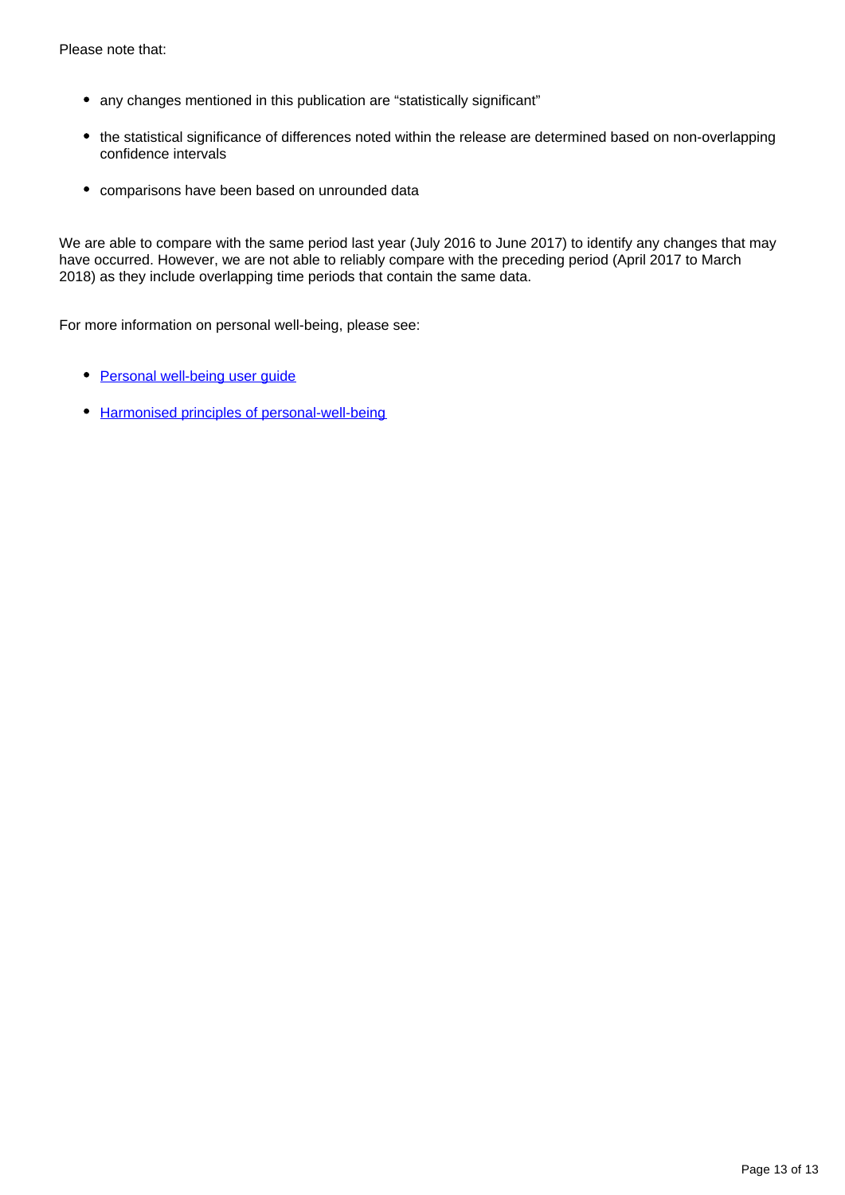Please note that:

- any changes mentioned in this publication are "statistically significant"
- the statistical significance of differences noted within the release are determined based on non-overlapping confidence intervals
- comparisons have been based on unrounded data

We are able to compare with the same period last year (July 2016 to June 2017) to identify any changes that may have occurred. However, we are not able to reliably compare with the preceding period (April 2017 to March 2018) as they include overlapping time periods that contain the same data.

For more information on personal well-being, please see:

- Personal well-being user guide
- Harmonised principles of personal-well-being